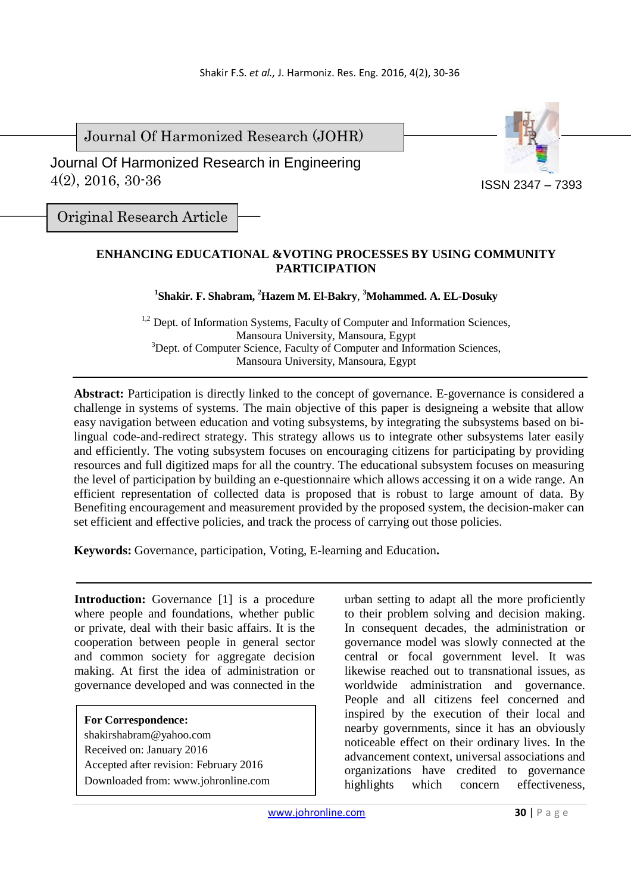Journal Of Harmonized Research (JOHR)

Journal Of Harmonized Research in Engineering
4(2), 2016, 30-36

ISSN 2347 – 7393

Original Research Article

# ENHANCING EDUCATIONAL &VOTING PROCESSES BY USING COMMUNITY PARTICIPATION

**[1]Shakir. F. Shabram, [2]Hazem M. El-Bakry, [3]Mohammed. A. EL-Dosuky**

[1,2] Dept. of Information Systems, Faculty of Computer and Information Sciences, Mansoura University, Mansoura, Egypt
[3]Dept. of Computer Science, Faculty of Computer and Information Sciences, Mansoura University, Mansoura, Egypt

**Abstract:** Participation is directly linked to the concept of governance. E-governance is considered a challenge in systems of systems. The main objective of this paper is designeing a website that allow easy navigation between education and voting subsystems, by integrating the subsystems based on bi-lingual code-and-redirect strategy. This strategy allows us to integrate other subsystems later easily and efficiently. The voting subsystem focuses on encouraging citizens for participating by providing resources and full digitized maps for all the country. The educational subsystem focuses on measuring the level of participation by building an e-questionnaire which allows accessing it on a wide range. An efficient representation of collected data is proposed that is robust to large amount of data. By Benefiting encouragement and measurement provided by the proposed system, the decision-maker can set efficient and effective policies, and track the process of carrying out those policies.

**Keywords:** Governance, participation, Voting, E-learning and Education**.**

**Introduction:** Governance [1] is a procedure where people and foundations, whether public or private, deal with their basic affairs. It is the cooperation between people in general sector and common society for aggregate decision making. At first the idea of administration or governance developed and was connected in the urban setting to adapt all the more proficiently to their problem solving and decision making. In consequent decades, the administration or governance model was slowly connected at the central or focal government level. It was likewise reached out to transnational issues, as worldwide administration and governance. People and all citizens feel concerned and inspired by the execution of their local and nearby governments, since it has an obviously noticeable effect on their ordinary lives. In the advancement context, universal associations and organizations have credited to governance highlights which concern effectiveness,

**For Correspondence:**
shakirshabram@yahoo.com
Received on: January 2016
Accepted after revision: February 2016
Downloaded from: www.johronline.com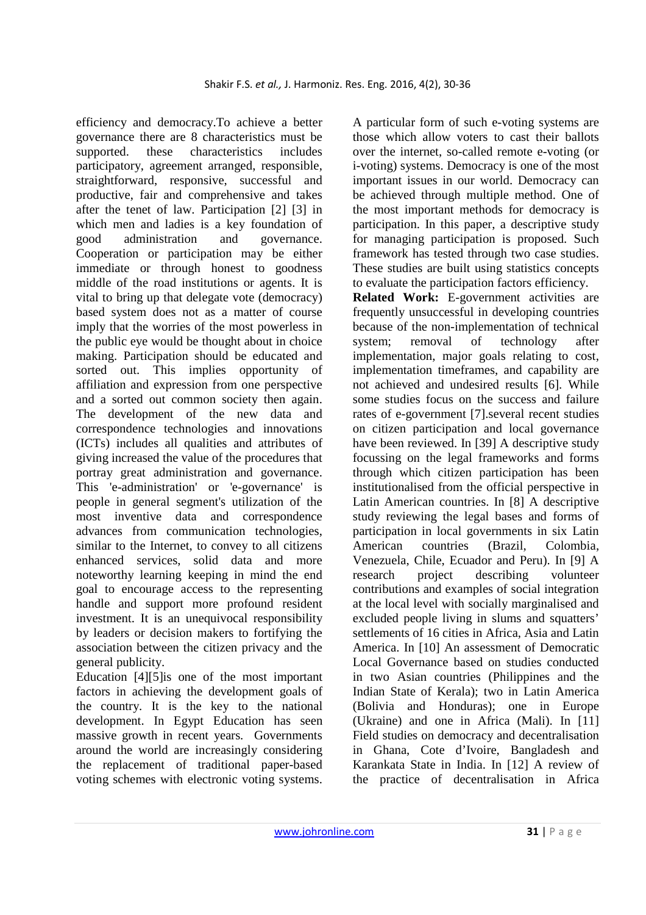efficiency and democracy.To achieve a better governance there are 8 characteristics must be supported. these characteristics includes participatory, agreement arranged, responsible, straightforward, responsive, successful and productive, fair and comprehensive and takes after the tenet of law. Participation [2] [3] in which men and ladies is a key foundation of good administration and governance. Cooperation or participation may be either immediate or through honest to goodness middle of the road institutions or agents. It is vital to bring up that delegate vote (democracy) based system does not as a matter of course imply that the worries of the most powerless in the public eye would be thought about in choice making. Participation should be educated and sorted out. This implies opportunity of affiliation and expression from one perspective and a sorted out common society then again. The development of the new data and correspondence technologies and innovations (ICTs) includes all qualities and attributes of giving increased the value of the procedures that portray great administration and governance. This 'e-administration' or 'e-governance' is people in general segment's utilization of the most inventive data and correspondence advances from communication technologies, similar to the Internet, to convey to all citizens enhanced services, solid data and more noteworthy learning keeping in mind the end goal to encourage access to the representing handle and support more profound resident investment. It is an unequivocal responsibility by leaders or decision makers to fortifying the association between the citizen privacy and the general publicity.

Education [4][5]is one of the most important factors in achieving the development goals of the country. It is the key to the national development. In Egypt Education has seen massive growth in recent years. Governments around the world are increasingly considering the replacement of traditional paper-based voting schemes with electronic voting systems. A particular form of such e-voting systems are those which allow voters to cast their ballots over the internet, so-called remote e-voting (or i-voting) systems. Democracy is one of the most important issues in our world. Democracy can be achieved through multiple method. One of the most important methods for democracy is participation. In this paper, a descriptive study for managing participation is proposed. Such framework has tested through two case studies. These studies are built using statistics concepts to evaluate the participation factors efficiency.

**Related Work:** E-government activities are frequently unsuccessful in developing countries because of the non-implementation of technical system; removal of technology after implementation, major goals relating to cost, implementation timeframes, and capability are not achieved and undesired results [6]. While some studies focus on the success and failure rates of e-government [7].several recent studies on citizen participation and local governance have been reviewed. In [39] A descriptive study focussing on the legal frameworks and forms through which citizen participation has been institutionalised from the official perspective in Latin American countries. In [8] A descriptive study reviewing the legal bases and forms of participation in local governments in six Latin American countries (Brazil, Colombia, Venezuela, Chile, Ecuador and Peru). In [9] A research project describing volunteer contributions and examples of social integration at the local level with socially marginalised and excluded people living in slums and squatters' settlements of 16 cities in Africa, Asia and Latin America. In [10] An assessment of Democratic Local Governance based on studies conducted in two Asian countries (Philippines and the Indian State of Kerala); two in Latin America (Bolivia and Honduras); one in Europe (Ukraine) and one in Africa (Mali). In [11] Field studies on democracy and decentralisation in Ghana, Cote d'Ivoire, Bangladesh and Karankata State in India. In [12] A review of the practice of decentralisation in Africa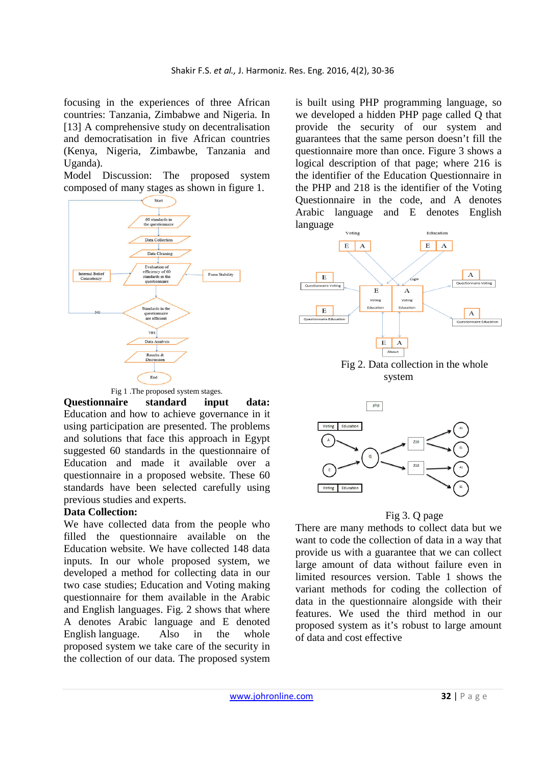focusing in the experiences of three African countries: Tanzania, Zimbabwe and Nigeria. In [13] A comprehensive study on decentralisation and democratisation in five African countries (Kenya, Nigeria, Zimbawbe, Tanzania and Uganda).

Model Discussion: The proposed system composed of many stages as shown in figure 1.

Fig 1 .The proposed system stages.

**Questionnaire standard input data:** Education and how to achieve governance in it using participation are presented. The problems and solutions that face this approach in Egypt suggested 60 standards in the questionnaire of Education and made it available over a questionnaire in a proposed website. These 60 standards have selected carefully using previous studies and experts.

**Data Collection:**

We have collected data from the people who filled the questionnaire available on the Education website. We have collected 148 data inputs. In our whole proposed system, we developed a method for collecting data in our two case studies; Education and Voting making questionnaire for them available in the Arabic and English languages. Fig. 2 shows that where A denotes Arabic language and E denoted English language. Also in the whole proposed system we take care of the security in the collection of our data. The proposed system is built using PHP programming language, so we developed a hidden PHP page called Q that provide the security of our system and guarantees that the same person doesn't fill the questionnaire more than once. Figure 3 shows a logical description of that page; where 216 is the identifier of the Education Questionnaire in the PHP and 218 is the identifier of the Voting Questionnaire in the code, and A denotes Arabic language and E denotes English language

Fig 2. Data collection in the whole system

Fig 3. Q page

There are many methods to collect data but we want to code the collection of data in a way that provide us with a guarantee that we can collect large amount of data without failure even in limited resources version. Table 1 shows the variant methods for coding the collection of data in the questionnaire alongside with their features. We used the third method in our proposed system as it's robust to large amount of data and cost effective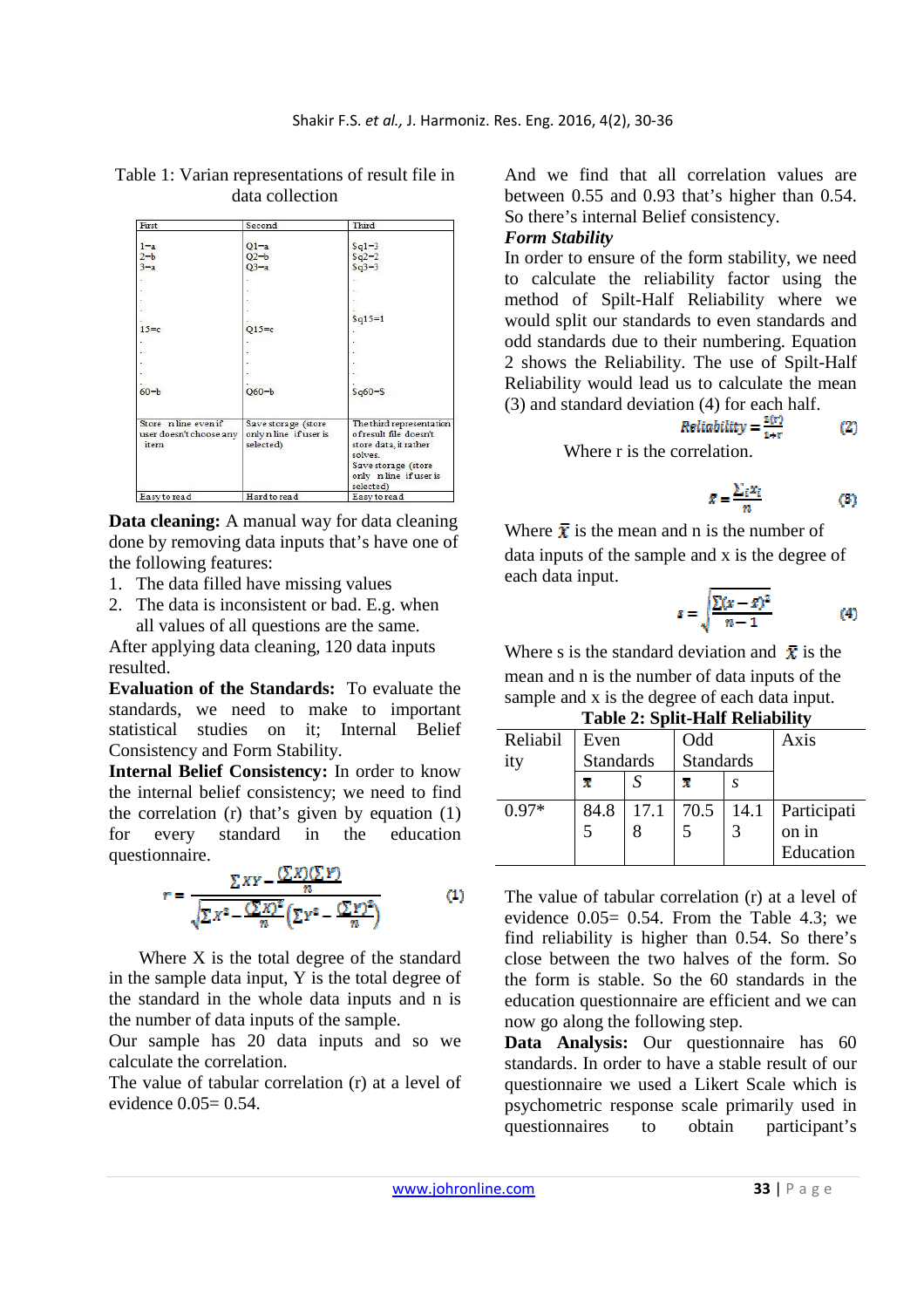Table 1: Varian representations of result file in data collection

| First | Second | Third |
|---|---|---|
| 1=a<br>2=b<br>3=a<br>.<br>.<br>.<br>15=c<br>.<br>.<br>.<br>60=b | Q1=a<br>Q2=b<br>Q3=a<br>.<br>.<br>.<br>Q15=c<br>.<br>.<br>.<br>Q60=b | Sq1=3<br>Sq2=2<br>Sq3=3<br>.<br>.<br>.<br>Sq15=1<br>.<br>.<br>.<br>Sq60=5 |
| Store n line even if user doesn't choose any item | Save storage (store only n line if user is selected) | The third representation of result file doesn't store data, it rather solves.<br>Save storage (store only n line if user is selected) |
| Easy to read | Hard to read | Easy to read |

**Data cleaning:** A manual way for data cleaning done by removing data inputs that's have one of the following features:

1. The data filled have missing values
2. The data is inconsistent or bad. E.g. when all values of all questions are the same.

After applying data cleaning, 120 data inputs resulted.

**Evaluation of the Standards:** To evaluate the standards, we need to make to important statistical studies on it; Internal Belief Consistency and Form Stability.

**Internal Belief Consistency:** In order to know the internal belief consistency; we need to find the correlation (r) that's given by equation (1) for every standard in the education questionnaire.

$$r = \frac{\sum XY - \frac{(\sum X)(\sum Y)}{n}}{\sqrt{\left(\sum X^2 - \frac{(\sum X)^2}{n}\right)\left(\sum Y^2 - \frac{(\sum Y)^2}{n}\right)}} \quad (1)$$

Where X is the total degree of the standard in the sample data input, Y is the total degree of the standard in the whole data inputs and n is the number of data inputs of the sample.

Our sample has 20 data inputs and so we calculate the correlation.

The value of tabular correlation (r) at a level of evidence 0.05= 0.54.

And we find that all correlation values are between 0.55 and 0.93 that's higher than 0.54. So there's internal Belief consistency.

***Form Stability***

In order to ensure of the form stability, we need to calculate the reliability factor using the method of Spilt-Half Reliability where we would split our standards to even standards and odd standards due to their numbering. Equation 2 shows the Reliability. The use of Spilt-Half Reliability would lead us to calculate the mean (3) and standard deviation (4) for each half.

$$Reliability = \frac{2(r)}{1+r} \quad (2)$$

Where r is the correlation.

$$\bar{x} = \frac{\sum_i x_i}{n} \quad (3)$$

Where $\bar{x}$ is the mean and n is the number of data inputs of the sample and x is the degree of each data input.

$$s = \sqrt{\frac{\sum (x - \bar{x})^2}{n - 1}} \quad (4)$$

Where s is the standard deviation and $\bar{x}$ is the mean and n is the number of data inputs of the sample and x is the degree of each data input.

**Table 2: Split-Half Reliability**

| Reliability | Even Standards | | Odd Standards | | Axis |
|---|---|---|---|---|---|
| | $\bar{x}$ | S | $\bar{x}$ | s | |
| 0.97* | 84.85 | 17.18 | 70.55 | 14.13 | Participation in Education |

The value of tabular correlation (r) at a level of evidence 0.05= 0.54. From the Table 4.3; we find reliability is higher than 0.54. So there's close between the two halves of the form. So the form is stable. So the 60 standards in the education questionnaire are efficient and we can now go along the following step.

**Data Analysis:** Our questionnaire has 60 standards. In order to have a stable result of our questionnaire we used a Likert Scale which is psychometric response scale primarily used in questionnaires to obtain participant's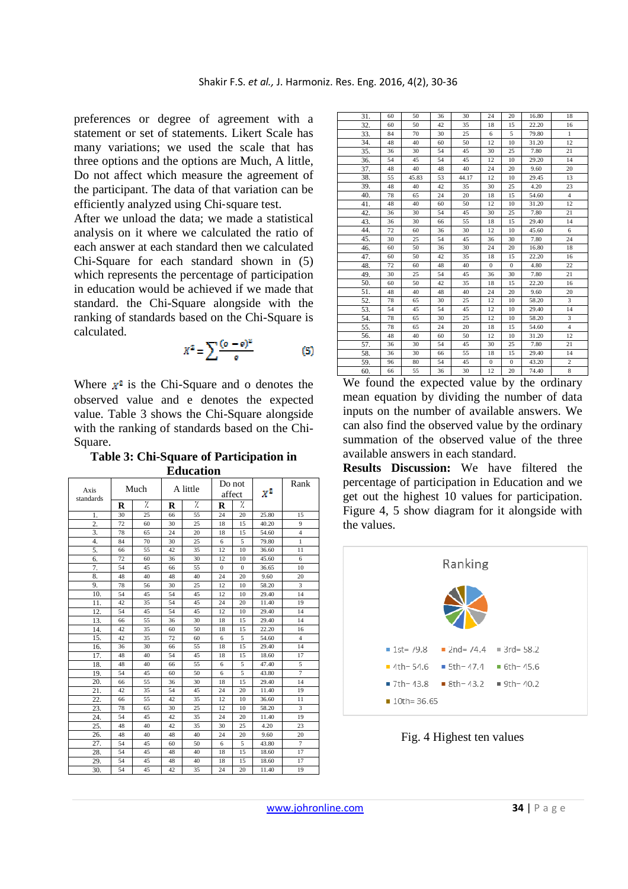preferences or degree of agreement with a statement or set of statements. Likert Scale has many variations; we used the scale that has three options and the options are Much, A little, Do not affect which measure the agreement of the participant. The data of that variation can be efficiently analyzed using Chi-square test.

After we unload the data; we made a statistical analysis on it where we calculated the ratio of each answer at each standard then we calculated Chi-Square for each standard shown in (5) which represents the percentage of participation in education would be achieved if we made that standard. the Chi-Square alongside with the ranking of standards based on the Chi-Square is calculated.

$$x^2 = \sum \frac{(o-e)^2}{e} \qquad (5)$$

Where $x^2$ is the Chi-Square and o denotes the observed value and e denotes the expected value. Table 3 shows the Chi-Square alongside with the ranking of standards based on the Chi-Square.

**Table 3: Chi-Square of Participation in Education**

| Axis standards | Much | | A little | | Do not affect | | $x^2$ | Rank |
|---|---|---|---|---|---|---|---|---|
| | R | % | R | % | R | % | | |
| 1. | 30 | 25 | 66 | 55 | 24 | 20 | 25.80 | 15 |
| 2. | 72 | 60 | 30 | 25 | 18 | 15 | 40.20 | 9 |
| 3. | 78 | 65 | 24 | 20 | 18 | 15 | 54.60 | 4 |
| 4. | 84 | 70 | 30 | 25 | 6 | 5 | 79.80 | 1 |
| 5. | 66 | 55 | 42 | 35 | 12 | 10 | 36.60 | 11 |
| 6. | 72 | 60 | 36 | 30 | 12 | 10 | 45.60 | 6 |
| 7. | 54 | 45 | 66 | 55 | 0 | 0 | 36.65 | 10 |
| 8. | 48 | 40 | 48 | 40 | 24 | 20 | 9.60 | 20 |
| 9. | 78 | 56 | 30 | 25 | 12 | 10 | 58.20 | 3 |
| 10. | 54 | 45 | 54 | 45 | 12 | 10 | 29.40 | 14 |
| 11. | 42 | 35 | 54 | 45 | 24 | 20 | 11.40 | 19 |
| 12. | 54 | 45 | 54 | 45 | 12 | 10 | 29.40 | 14 |
| 13. | 66 | 55 | 36 | 30 | 18 | 15 | 29.40 | 14 |
| 14. | 42 | 35 | 60 | 50 | 18 | 15 | 22.20 | 16 |
| 15. | 42 | 35 | 72 | 60 | 6 | 5 | 54.60 | 4 |
| 16. | 36 | 30 | 66 | 55 | 18 | 15 | 29.40 | 14 |
| 17. | 48 | 40 | 54 | 45 | 18 | 15 | 18.60 | 17 |
| 18. | 48 | 40 | 66 | 55 | 6 | 5 | 47.40 | 5 |
| 19. | 54 | 45 | 60 | 50 | 6 | 5 | 43.80 | 7 |
| 20. | 66 | 55 | 36 | 30 | 18 | 15 | 29.40 | 14 |
| 21. | 42 | 35 | 54 | 45 | 24 | 20 | 11.40 | 19 |
| 22. | 66 | 55 | 42 | 35 | 12 | 10 | 36.60 | 11 |
| 23. | 78 | 65 | 30 | 25 | 12 | 10 | 58.20 | 3 |
| 24. | 54 | 45 | 42 | 35 | 24 | 20 | 11.40 | 19 |
| 25. | 48 | 40 | 42 | 35 | 30 | 25 | 4.20 | 23 |
| 26. | 48 | 40 | 48 | 40 | 24 | 20 | 9.60 | 20 |
| 27. | 54 | 45 | 60 | 50 | 6 | 5 | 43.80 | 7 |
| 28. | 54 | 45 | 48 | 40 | 18 | 15 | 18.60 | 17 |
| 29. | 54 | 45 | 48 | 40 | 18 | 15 | 18.60 | 17 |
| 30. | 54 | 45 | 42 | 35 | 24 | 20 | 11.40 | 19 |
| 31. | 60 | 50 | 36 | 30 | 24 | 20 | 16.80 | 18 |
| 32. | 60 | 50 | 42 | 35 | 18 | 15 | 22.20 | 16 |
| 33. | 84 | 70 | 30 | 25 | 6 | 5 | 79.80 | 1 |
| 34. | 48 | 40 | 60 | 50 | 12 | 10 | 31.20 | 12 |
| 35. | 36 | 30 | 54 | 45 | 30 | 25 | 7.80 | 21 |
| 36. | 54 | 45 | 54 | 45 | 12 | 10 | 29.20 | 14 |
| 37. | 48 | 40 | 48 | 40 | 24 | 20 | 9.60 | 20 |
| 38. | 55 | 45.83 | 53 | 44.17 | 12 | 10 | 29.45 | 13 |
| 39. | 48 | 40 | 42 | 35 | 30 | 25 | 4.20 | 23 |
| 40. | 78 | 65 | 24 | 20 | 18 | 15 | 54.60 | 4 |
| 41. | 48 | 40 | 60 | 50 | 12 | 10 | 31.20 | 12 |
| 42. | 36 | 30 | 54 | 45 | 30 | 25 | 7.80 | 21 |
| 43. | 36 | 30 | 66 | 55 | 18 | 15 | 29.40 | 14 |
| 44. | 72 | 60 | 36 | 30 | 12 | 10 | 45.60 | 6 |
| 45. | 30 | 25 | 54 | 45 | 36 | 30 | 7.80 | 24 |
| 46. | 60 | 50 | 36 | 30 | 24 | 20 | 16.80 | 18 |
| 47. | 60 | 50 | 42 | 35 | 18 | 15 | 22.20 | 16 |
| 48. | 72 | 60 | 48 | 40 | 0 | 0 | 4.80 | 22 |
| 49. | 30 | 25 | 54 | 45 | 36 | 30 | 7.80 | 21 |
| 50. | 60 | 50 | 42 | 35 | 18 | 15 | 22.20 | 16 |
| 51. | 48 | 40 | 48 | 40 | 24 | 20 | 9.60 | 20 |
| 52. | 78 | 65 | 30 | 25 | 12 | 10 | 58.20 | 3 |
| 53. | 54 | 45 | 54 | 45 | 12 | 10 | 29.40 | 14 |
| 54. | 78 | 65 | 30 | 25 | 12 | 10 | 58.20 | 3 |
| 55. | 78 | 65 | 24 | 20 | 18 | 15 | 54.60 | 4 |
| 56. | 48 | 40 | 60 | 50 | 12 | 10 | 31.20 | 12 |
| 57. | 36 | 30 | 54 | 45 | 30 | 25 | 7.80 | 21 |
| 58. | 36 | 30 | 66 | 55 | 18 | 15 | 29.40 | 14 |
| 59. | 96 | 80 | 54 | 45 | 0 | 0 | 43.20 | 2 |
| 60. | 66 | 55 | 36 | 30 | 12 | 20 | 74.40 | 8 |

We found the expected value by the ordinary mean equation by dividing the number of data inputs on the number of available answers. We can also find the observed value by the ordinary summation of the observed value of the three available answers in each standard.

**Results Discussion:** We have filtered the percentage of participation in Education and we get out the highest 10 values for participation. Figure 4, 5 show diagram for it alongside with the values.

Ranking

1st= 79.8, 2nd= 74.4, 3rd= 58.2, 4th= 54.6, 5th= 47.4, 6th= 45.6, 7th= 43.8, 8th= 43.2, 9th= 40.2, 10th= 36.65

Fig. 4 Highest ten values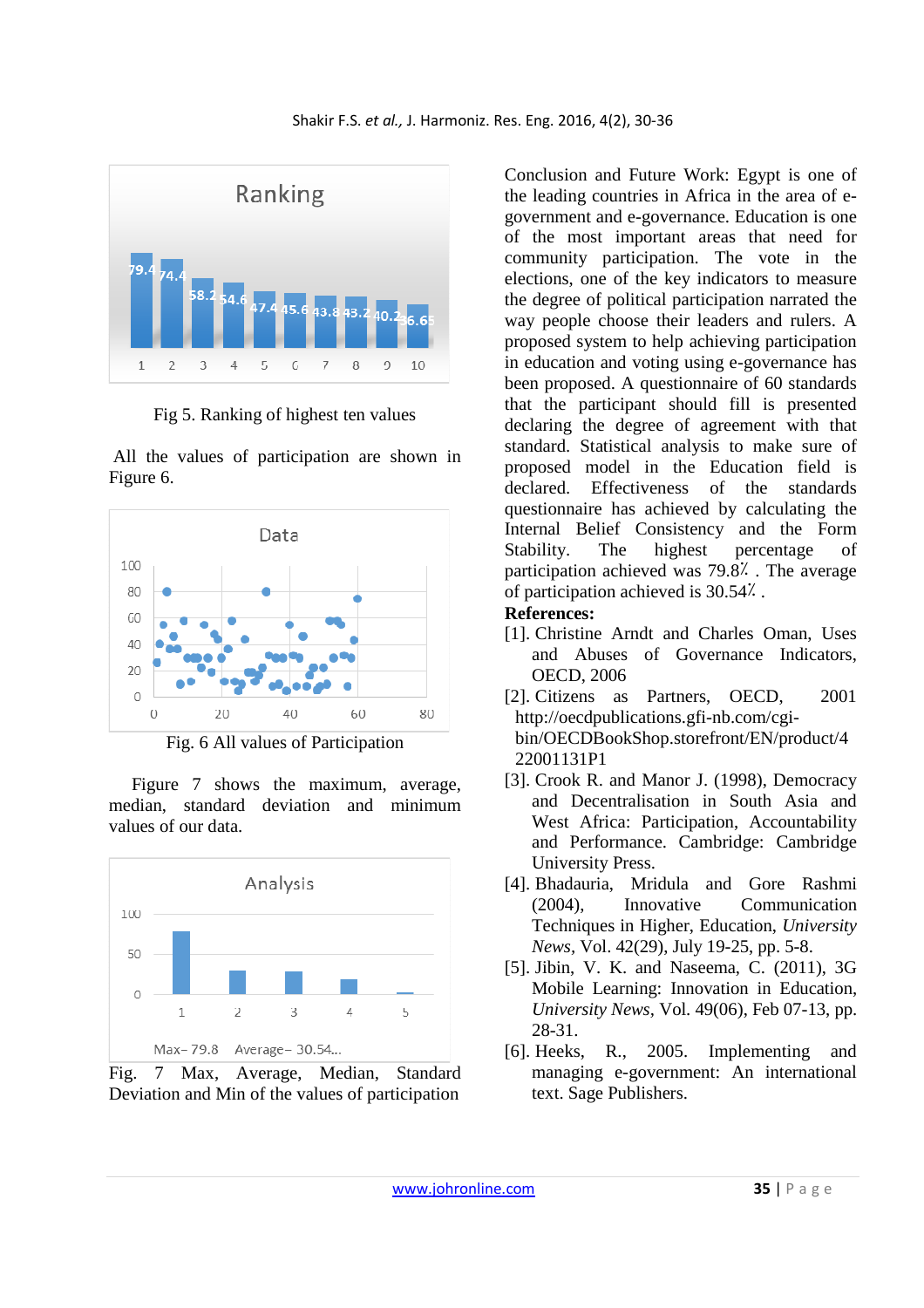Fig 5. Ranking of highest ten values

All the values of participation are shown in Figure 6.

Fig. 6 All values of Participation

Figure 7 shows the maximum, average, median, standard deviation and minimum values of our data.

Fig. 7 Max, Average, Median, Standard Deviation and Min of the values of participation

Conclusion and Future Work: Egypt is one of the leading countries in Africa in the area of e-government and e-governance. Education is one of the most important areas that need for community participation. The vote in the elections, one of the key indicators to measure the degree of political participation narrated the way people choose their leaders and rulers. A proposed system to help achieving participation in education and voting using e-governance has been proposed. A questionnaire of 60 standards that the participant should fill is presented declaring the degree of agreement with that standard. Statistical analysis to make sure of proposed model in the Education field is declared. Effectiveness of the standards questionnaire has achieved by calculating the Internal Belief Consistency and the Form Stability. The highest percentage of participation achieved was 79.8٪ . The average of participation achieved is 30.54٪ .

**References:**

[1]. Christine Arndt and Charles Oman, Uses and Abuses of Governance Indicators, OECD, 2006

[2]. Citizens as Partners, OECD, 2001 http://oecdpublications.gfi-nb.com/cgi-bin/OECDBookShop.storefront/EN/product/422001131P1

[3]. Crook R. and Manor J. (1998), Democracy and Decentralisation in South Asia and West Africa: Participation, Accountability and Performance. Cambridge: Cambridge University Press.

[4]. Bhadauria, Mridula and Gore Rashmi (2004), Innovative Communication Techniques in Higher, Education, *University News*, Vol. 42(29), July 19-25, pp. 5-8.

[5]. Jibin, V. K. and Naseema, C. (2011), 3G Mobile Learning: Innovation in Education, *University News*, Vol. 49(06), Feb 07-13, pp. 28-31.

[6]. Heeks, R., 2005. Implementing and managing e-government: An international text. Sage Publishers.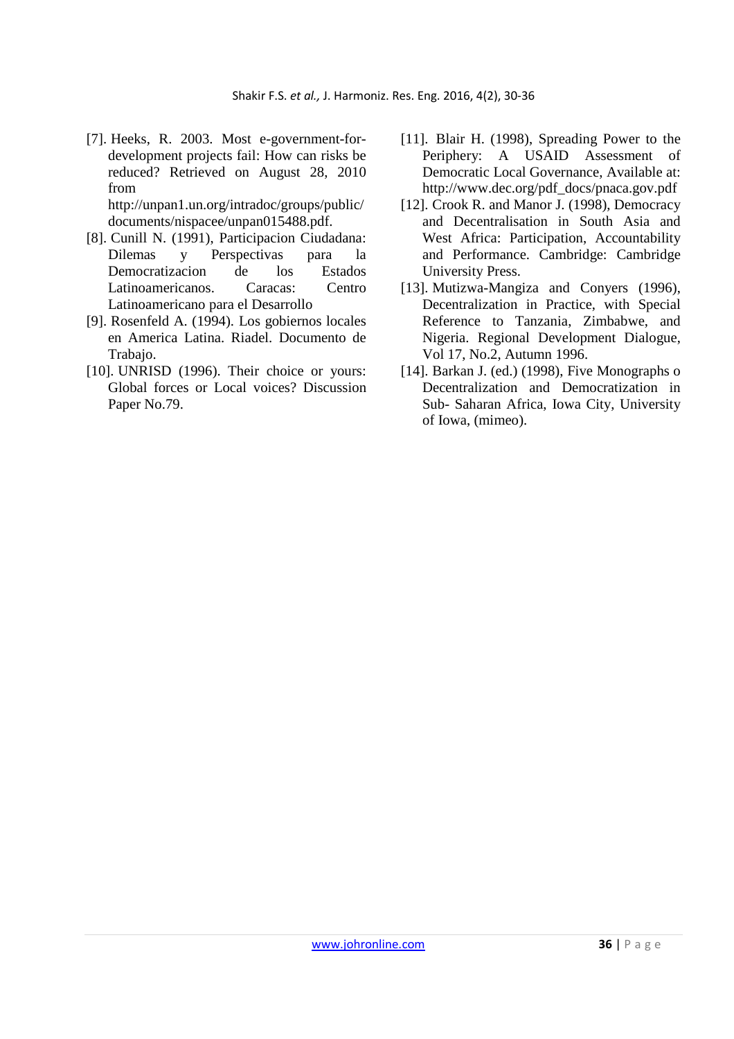[7]. Heeks, R. 2003. Most e-government-for-development projects fail: How can risks be reduced? Retrieved on August 28, 2010 from http://unpan1.un.org/intradoc/groups/public/documents/nispacee/unpan015488.pdf.

[8]. Cunill N. (1991), Participacion Ciudadana: Dilemas y Perspectivas para la Democratizacion de los Estados Latinoamericanos. Caracas: Centro Latinoamericano para el Desarrollo

[9]. Rosenfeld A. (1994). Los gobiernos locales en America Latina. Riadel. Documento de Trabajo.

[10]. UNRISD (1996). Their choice or yours: Global forces or Local voices? Discussion Paper No.79.

[11]. Blair H. (1998), Spreading Power to the Periphery: A USAID Assessment of Democratic Local Governance, Available at: http://www.dec.org/pdf_docs/pnaca.gov.pdf

[12]. Crook R. and Manor J. (1998), Democracy and Decentralisation in South Asia and West Africa: Participation, Accountability and Performance. Cambridge: Cambridge University Press.

[13]. Mutizwa-Mangiza and Conyers (1996), Decentralization in Practice, with Special Reference to Tanzania, Zimbabwe, and Nigeria. Regional Development Dialogue, Vol 17, No.2, Autumn 1996.

[14]. Barkan J. (ed.) (1998), Five Monographs o Decentralization and Democratization in Sub- Saharan Africa, Iowa City, University of Iowa, (mimeo).